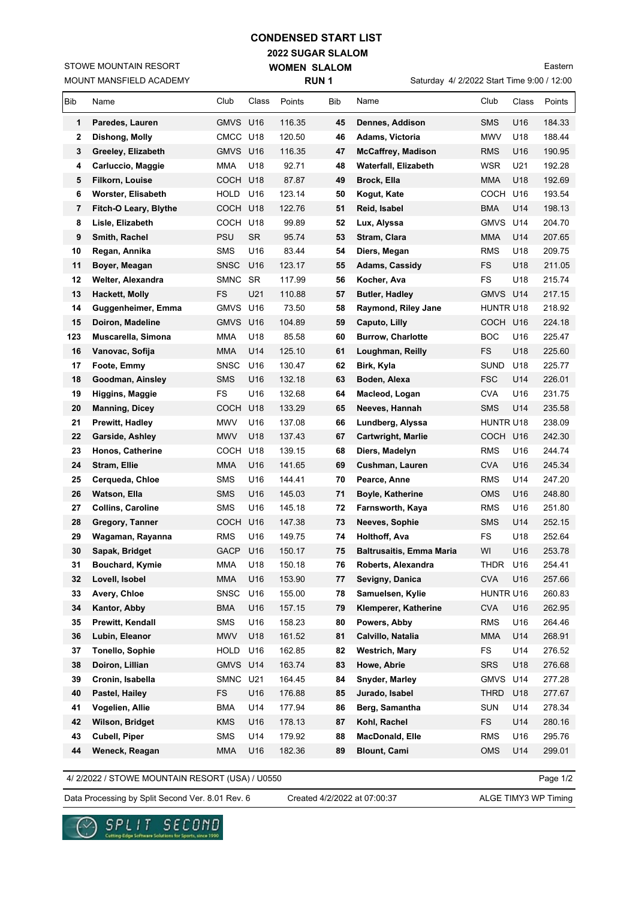# CONDENSED START LIST

## 2022 SUGAR SLALOM

## WOMEN SLALOM

### RUN 1

STOWE MOUNTAIN RESORT
MOUNT MANSFIELD ACADEMY

Eastern
Saturday 4/ 2/2022 Start Time 9:00 / 12:00

| Bib | Name | Club | Class | Points | Bib | Name | Club | Class | Points |
|---|---|---|---|---|---|---|---|---|---|
| 1 | Paredes, Lauren | GMVS | U16 | 116.35 | 45 | Dennes, Addison | SMS | U16 | 184.33 |
| 2 | Dishong, Molly | CMCC | U18 | 120.50 | 46 | Adams, Victoria | MWV | U18 | 188.44 |
| 3 | Greeley, Elizabeth | GMVS | U16 | 116.35 | 47 | McCaffrey, Madison | RMS | U16 | 190.95 |
| 4 | Carluccio, Maggie | MMA | U18 | 92.71 | 48 | Waterfall, Elizabeth | WSR | U21 | 192.28 |
| 5 | Filkorn, Louise | COCH | U18 | 87.87 | 49 | Brock, Ella | MMA | U18 | 192.69 |
| 6 | Worster, Elisabeth | HOLD | U16 | 123.14 | 50 | Kogut, Kate | COCH | U16 | 193.54 |
| 7 | Fitch-O Leary, Blythe | COCH | U18 | 122.76 | 51 | Reid, Isabel | BMA | U14 | 198.13 |
| 8 | Lisle, Elizabeth | COCH | U18 | 99.89 | 52 | Lux, Alyssa | GMVS | U14 | 204.70 |
| 9 | Smith, Rachel | PSU | SR | 95.74 | 53 | Stram, Clara | MMA | U14 | 207.65 |
| 10 | Regan, Annika | SMS | U16 | 83.44 | 54 | Diers, Megan | RMS | U18 | 209.75 |
| 11 | Boyer, Meagan | SNSC | U16 | 123.17 | 55 | Adams, Cassidy | FS | U18 | 211.05 |
| 12 | Welter, Alexandra | SMNC | SR | 117.99 | 56 | Kocher, Ava | FS | U18 | 215.74 |
| 13 | Hackett, Molly | FS | U21 | 110.88 | 57 | Butler, Hadley | GMVS | U14 | 217.15 |
| 14 | Guggenheimer, Emma | GMVS | U16 | 73.50 | 58 | Raymond, Riley Jane | HUNTR | U18 | 218.92 |
| 15 | Doiron, Madeline | GMVS | U16 | 104.89 | 59 | Caputo, Lilly | COCH | U16 | 224.18 |
| 123 | Muscarella, Simona | MMA | U18 | 85.58 | 60 | Burrow, Charlotte | BOC | U16 | 225.47 |
| 16 | Vanovac, Sofija | MMA | U14 | 125.10 | 61 | Loughman, Reilly | FS | U18 | 225.60 |
| 17 | Foote, Emmy | SNSC | U16 | 130.47 | 62 | Birk, Kyla | SUND | U18 | 225.77 |
| 18 | Goodman, Ainsley | SMS | U16 | 132.18 | 63 | Boden, Alexa | FSC | U14 | 226.01 |
| 19 | Higgins, Maggie | FS | U16 | 132.68 | 64 | Macleod, Logan | CVA | U16 | 231.75 |
| 20 | Manning, Dicey | COCH | U18 | 133.29 | 65 | Neeves, Hannah | SMS | U14 | 235.58 |
| 21 | Prewitt, Hadley | MWV | U16 | 137.08 | 66 | Lundberg, Alyssa | HUNTR | U18 | 238.09 |
| 22 | Garside, Ashley | MWV | U18 | 137.43 | 67 | Cartwright, Marlie | COCH | U16 | 242.30 |
| 23 | Honos, Catherine | COCH | U18 | 139.15 | 68 | Diers, Madelyn | RMS | U16 | 244.74 |
| 24 | Stram, Ellie | MMA | U16 | 141.65 | 69 | Cushman, Lauren | CVA | U16 | 245.34 |
| 25 | Cerqueda, Chloe | SMS | U16 | 144.41 | 70 | Pearce, Anne | RMS | U14 | 247.20 |
| 26 | Watson, Ella | SMS | U16 | 145.03 | 71 | Boyle, Katherine | OMS | U16 | 248.80 |
| 27 | Collins, Caroline | SMS | U16 | 145.18 | 72 | Farnsworth, Kaya | RMS | U16 | 251.80 |
| 28 | Gregory, Tanner | COCH | U16 | 147.38 | 73 | Neeves, Sophie | SMS | U14 | 252.15 |
| 29 | Wagaman, Rayanna | RMS | U16 | 149.75 | 74 | Holthoff, Ava | FS | U18 | 252.64 |
| 30 | Sapak, Bridget | GACP | U16 | 150.17 | 75 | Baltrusaitis, Emma Maria | WI | U16 | 253.78 |
| 31 | Bouchard, Kymie | MMA | U18 | 150.18 | 76 | Roberts, Alexandra | THDR | U16 | 254.41 |
| 32 | Lovell, Isobel | MMA | U16 | 153.90 | 77 | Sevigny, Danica | CVA | U16 | 257.66 |
| 33 | Avery, Chloe | SNSC | U16 | 155.00 | 78 | Samuelsen, Kylie | HUNTR | U16 | 260.83 |
| 34 | Kantor, Abby | BMA | U16 | 157.15 | 79 | Klemperer, Katherine | CVA | U16 | 262.95 |
| 35 | Prewitt, Kendall | SMS | U16 | 158.23 | 80 | Powers, Abby | RMS | U16 | 264.46 |
| 36 | Lubin, Eleanor | MWV | U18 | 161.52 | 81 | Calvillo, Natalia | MMA | U14 | 268.91 |
| 37 | Tonello, Sophie | HOLD | U16 | 162.85 | 82 | Westrich, Mary | FS | U14 | 276.52 |
| 38 | Doiron, Lillian | GMVS | U14 | 163.74 | 83 | Howe, Abrie | SRS | U18 | 276.68 |
| 39 | Cronin, Isabella | SMNC | U21 | 164.45 | 84 | Snyder, Marley | GMVS | U14 | 277.28 |
| 40 | Pastel, Hailey | FS | U16 | 176.88 | 85 | Jurado, Isabel | THRD | U18 | 277.67 |
| 41 | Vogelien, Allie | BMA | U14 | 177.94 | 86 | Berg, Samantha | SUN | U14 | 278.34 |
| 42 | Wilson, Bridget | KMS | U16 | 178.13 | 87 | Kohl, Rachel | FS | U14 | 280.16 |
| 43 | Cubell, Piper | SMS | U14 | 179.92 | 88 | MacDonald, Elle | RMS | U16 | 295.76 |
| 44 | Weneck, Reagan | MMA | U16 | 182.36 | 89 | Blount, Cami | OMS | U14 | 299.01 |

4/ 2/2022 / STOWE MOUNTAIN RESORT (USA) / U0550

Data Processing by Split Second Ver. 8.01 Rev. 6 Created 4/2/2022 at 07:00:37 ALGE TIMY3 WP Timing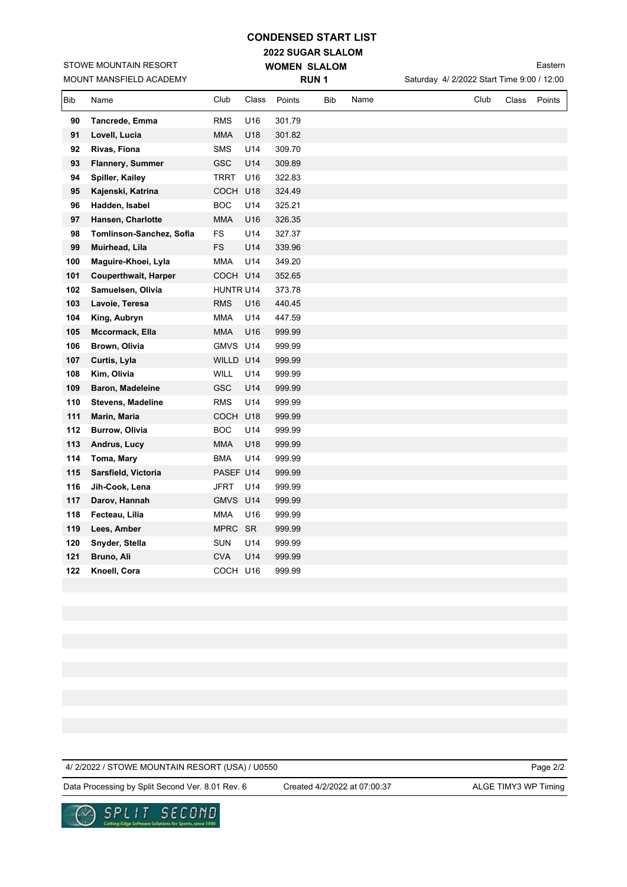# CONDENSED START LIST

## 2022 SUGAR SLALOM

STOWE MOUNTAIN RESORT
MOUNT MANSFIELD ACADEMY

**WOMEN SLALOM**
**RUN 1**

Eastern
Saturday 4/ 2/2022 Start Time 9:00 / 12:00

| Bib | Name | Club | Class | Points | Bib | Name | Club | Class | Points |
|---|---|---|---|---|---|---|---|---|---|
| **90** | **Tancrede, Emma** | RMS | U16 | 301.79 | | | | | |
| **91** | **Lovell, Lucia** | MMA | U18 | 301.82 | | | | | |
| **92** | **Rivas, Fiona** | SMS | U14 | 309.70 | | | | | |
| **93** | **Flannery, Summer** | GSC | U14 | 309.89 | | | | | |
| **94** | **Spiller, Kailey** | TRRT | U16 | 322.83 | | | | | |
| **95** | **Kajenski, Katrina** | COCH | U18 | 324.49 | | | | | |
| **96** | **Hadden, Isabel** | BOC | U14 | 325.21 | | | | | |
| **97** | **Hansen, Charlotte** | MMA | U16 | 326.35 | | | | | |
| **98** | **Tomlinson-Sanchez, Sofia** | FS | U14 | 327.37 | | | | | |
| **99** | **Muirhead, Lila** | FS | U14 | 339.96 | | | | | |
| **100** | **Maguire-Khoei, Lyla** | MMA | U14 | 349.20 | | | | | |
| **101** | **Couperthwait, Harper** | COCH | U14 | 352.65 | | | | | |
| **102** | **Samuelsen, Olivia** | HUNTR | U14 | 373.78 | | | | | |
| **103** | **Lavoie, Teresa** | RMS | U16 | 440.45 | | | | | |
| **104** | **King, Aubryn** | MMA | U14 | 447.59 | | | | | |
| **105** | **Mccormack, Ella** | MMA | U16 | 999.99 | | | | | |
| **106** | **Brown, Olivia** | GMVS | U14 | 999.99 | | | | | |
| **107** | **Curtis, Lyla** | WILLD | U14 | 999.99 | | | | | |
| **108** | **Kim, Olivia** | WILL | U14 | 999.99 | | | | | |
| **109** | **Baron, Madeleine** | GSC | U14 | 999.99 | | | | | |
| **110** | **Stevens, Madeline** | RMS | U14 | 999.99 | | | | | |
| **111** | **Marin, Maria** | COCH | U18 | 999.99 | | | | | |
| **112** | **Burrow, Olivia** | BOC | U14 | 999.99 | | | | | |
| **113** | **Andrus, Lucy** | MMA | U18 | 999.99 | | | | | |
| **114** | **Toma, Mary** | BMA | U14 | 999.99 | | | | | |
| **115** | **Sarsfield, Victoria** | PASEF | U14 | 999.99 | | | | | |
| **116** | **Jih-Cook, Lena** | JFRT | U14 | 999.99 | | | | | |
| **117** | **Darov, Hannah** | GMVS | U14 | 999.99 | | | | | |
| **118** | **Fecteau, Lilia** | MMA | U16 | 999.99 | | | | | |
| **119** | **Lees, Amber** | MPRC | SR | 999.99 | | | | | |
| **120** | **Snyder, Stella** | SUN | U14 | 999.99 | | | | | |
| **121** | **Bruno, Ali** | CVA | U14 | 999.99 | | | | | |
| **122** | **Knoell, Cora** | COCH | U16 | 999.99 | | | | | |

4/ 2/2022 / STOWE MOUNTAIN RESORT (USA) / U0550

Data Processing by Split Second Ver. 8.01 Rev. 6 | Created 4/2/2022 at 07:00:37 | ALGE TIMY3 WP Timing